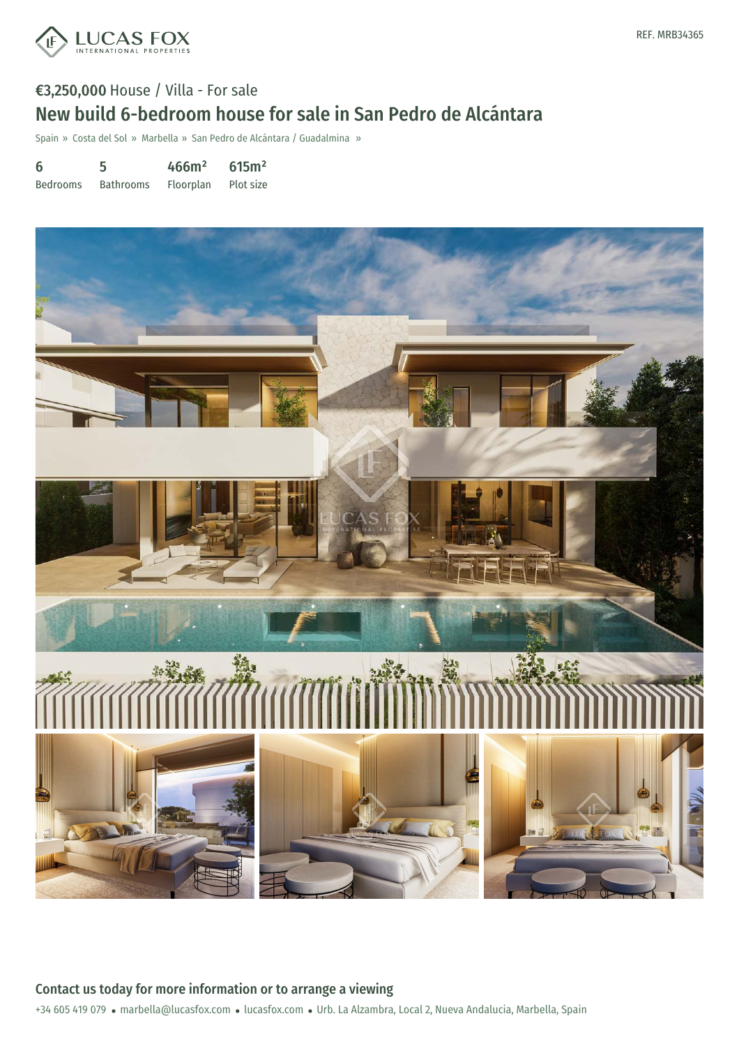LUCAS FOX INTERNATIONAL PROPERTIES

REF. MRB34365

## €3,250,000 House / Villa - For sale

# New build 6-bedroom house for sale in San Pedro de Alcántara

Spain » Costa del Sol » Marbella » San Pedro de Alcántara / Guadalmina »

| 6 | 5 | 466m² | 615m² |
|---|---|---|---|
| Bedrooms | Bathrooms | Floorplan | Plot size |

## Contact us today for more information or to arrange a viewing

+34 605 419 079 • marbella@lucasfox.com • lucasfox.com • Urb. La Alzambra, Local 2, Nueva Andalucia, Marbella, Spain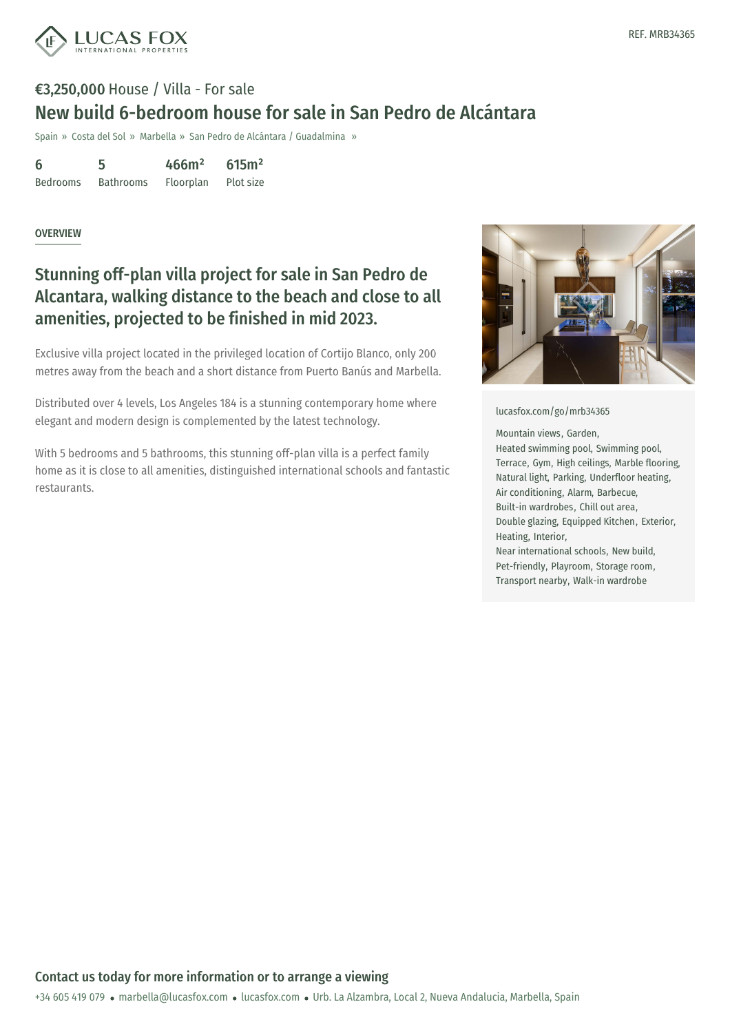REF. MRB34365

**€3,250,000** House / Villa - For sale

# New build 6-bedroom house for sale in San Pedro de Alcántara

Spain » Costa del Sol » Marbella » San Pedro de Alcántara / Guadalmina »

| 6 | 5 | 466m² | 615m² |
|---|---|---|---|
| Bedrooms | Bathrooms | Floorplan | Plot size |

## OVERVIEW

## Stunning off-plan villa project for sale in San Pedro de Alcantara, walking distance to the beach and close to all amenities, projected to be finished in mid 2023.

Exclusive villa project located in the privileged location of Cortijo Blanco, only 200 metres away from the beach and a short distance from Puerto Banús and Marbella.

Distributed over 4 levels, Los Angeles 184 is a stunning contemporary home where elegant and modern design is complemented by the latest technology.

With 5 bedrooms and 5 bathrooms, this stunning off-plan villa is a perfect family home as it is close to all amenities, distinguished international schools and fantastic restaurants.

lucasfox.com/go/mrb34365

Mountain views, Garden, Heated swimming pool, Swimming pool, Terrace, Gym, High ceilings, Marble flooring, Natural light, Parking, Underfloor heating, Air conditioning, Alarm, Barbecue, Built-in wardrobes, Chill out area, Double glazing, Equipped Kitchen, Exterior, Heating, Interior, Near international schools, New build, Pet-friendly, Playroom, Storage room, Transport nearby, Walk-in wardrobe

## Contact us today for more information or to arrange a viewing

+34 605 419 079 • marbella@lucasfox.com • lucasfox.com • Urb. La Alzambra, Local 2, Nueva Andalucia, Marbella, Spain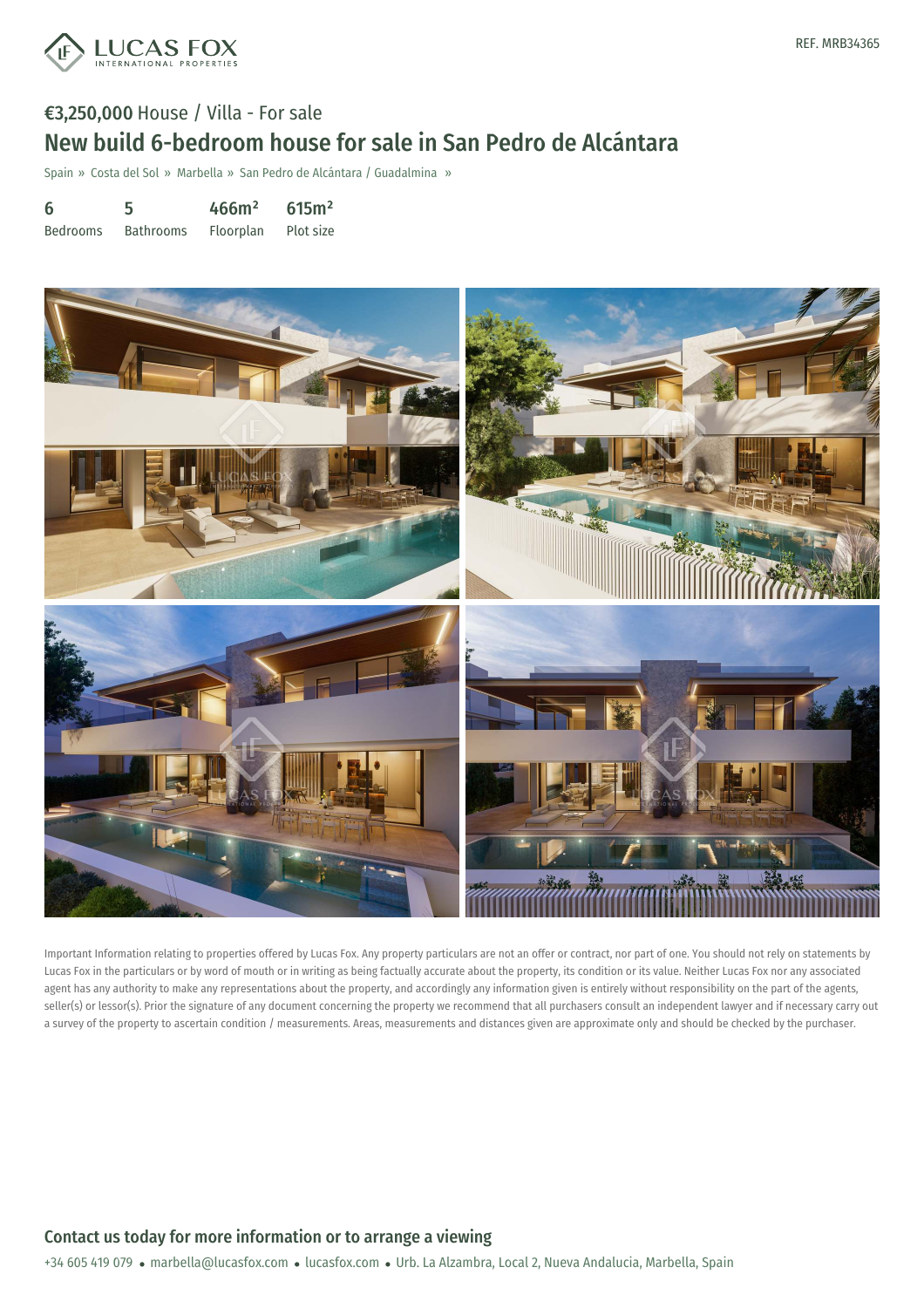REF. MRB34365

**€3,250,000** House / Villa - For sale

# New build 6-bedroom house for sale in San Pedro de Alcántara

Spain » Costa del Sol » Marbella » San Pedro de Alcántara / Guadalmina »

| 6 | 5 | 466m² | 615m² |
|---|---|---|---|
| Bedrooms | Bathrooms | Floorplan | Plot size |

Important Information relating to properties offered by Lucas Fox. Any property particulars are not an offer or contract, nor part of one. You should not rely on statements by Lucas Fox in the particulars or by word of mouth or in writing as being factually accurate about the property, its condition or its value. Neither Lucas Fox nor any associated agent has any authority to make any representations about the property, and accordingly any information given is entirely without responsibility on the part of the agents, seller(s) or lessor(s). Prior the signature of any document concerning the property we recommend that all purchasers consult an independent lawyer and if necessary carry out a survey of the property to ascertain condition / measurements. Areas, measurements and distances given are approximate only and should be checked by the purchaser.

## Contact us today for more information or to arrange a viewing

+34 605 419 079 • marbella@lucasfox.com • lucasfox.com • Urb. La Alzambra, Local 2, Nueva Andalucia, Marbella, Spain